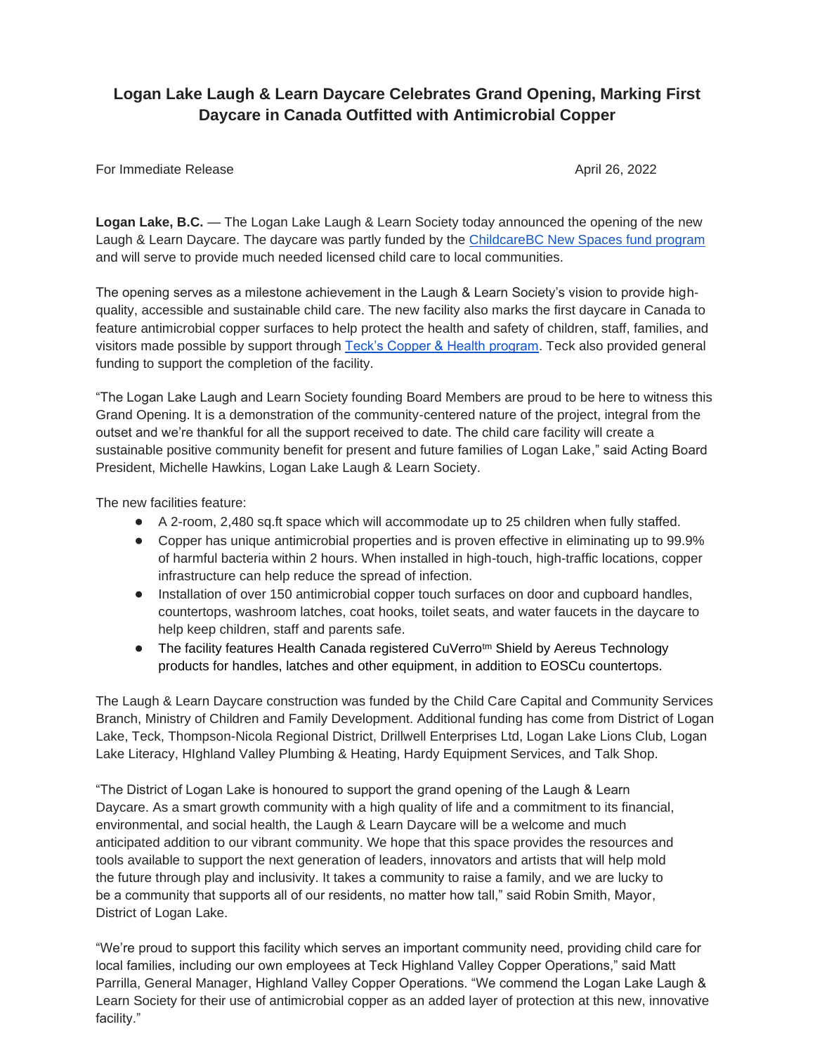# Logan Lake Laugh & Learn Daycare Celebrates Grand Opening, Marking First Daycare in Canada Outfitted with Antimicrobial Copper

For Immediate Release April 26, 2022

**Logan Lake, B.C.** — The Logan Lake Laugh & Learn Society today announced the opening of the new Laugh & Learn Daycare. The daycare was partly funded by the ChildcareBC New Spaces fund program and will serve to provide much needed licensed child care to local communities.

The opening serves as a milestone achievement in the Laugh & Learn Society's vision to provide high-quality, accessible and sustainable child care. The new facility also marks the first daycare in Canada to feature antimicrobial copper surfaces to help protect the health and safety of children, staff, families, and visitors made possible by support through Teck's Copper & Health program. Teck also provided general funding to support the completion of the facility.

"The Logan Lake Laugh and Learn Society founding Board Members are proud to be here to witness this Grand Opening. It is a demonstration of the community-centered nature of the project, integral from the outset and we're thankful for all the support received to date. The child care facility will create a sustainable positive community benefit for present and future families of Logan Lake," said Acting Board President, Michelle Hawkins, Logan Lake Laugh & Learn Society.

The new facilities feature:

- A 2-room, 2,480 sq.ft space which will accommodate up to 25 children when fully staffed.
- Copper has unique antimicrobial properties and is proven effective in eliminating up to 99.9% of harmful bacteria within 2 hours. When installed in high-touch, high-traffic locations, copper infrastructure can help reduce the spread of infection.
- Installation of over 150 antimicrobial copper touch surfaces on door and cupboard handles, countertops, washroom latches, coat hooks, toilet seats, and water faucets in the daycare to help keep children, staff and parents safe.
- The facility features Health Canada registered CuVerro™ Shield by Aereus Technology products for handles, latches and other equipment, in addition to EOSCu countertops.

The Laugh & Learn Daycare construction was funded by the Child Care Capital and Community Services Branch, Ministry of Children and Family Development. Additional funding has come from District of Logan Lake, Teck, Thompson-Nicola Regional District, Drillwell Enterprises Ltd, Logan Lake Lions Club, Logan Lake Literacy, HIghland Valley Plumbing & Heating, Hardy Equipment Services, and Talk Shop.

"The District of Logan Lake is honoured to support the grand opening of the Laugh & Learn Daycare. As a smart growth community with a high quality of life and a commitment to its financial, environmental, and social health, the Laugh & Learn Daycare will be a welcome and much anticipated addition to our vibrant community. We hope that this space provides the resources and tools available to support the next generation of leaders, innovators and artists that will help mold the future through play and inclusivity. It takes a community to raise a family, and we are lucky to be a community that supports all of our residents, no matter how tall," said Robin Smith, Mayor, District of Logan Lake.

"We're proud to support this facility which serves an important community need, providing child care for local families, including our own employees at Teck Highland Valley Copper Operations," said Matt Parrilla, General Manager, Highland Valley Copper Operations. "We commend the Logan Lake Laugh & Learn Society for their use of antimicrobial copper as an added layer of protection at this new, innovative facility."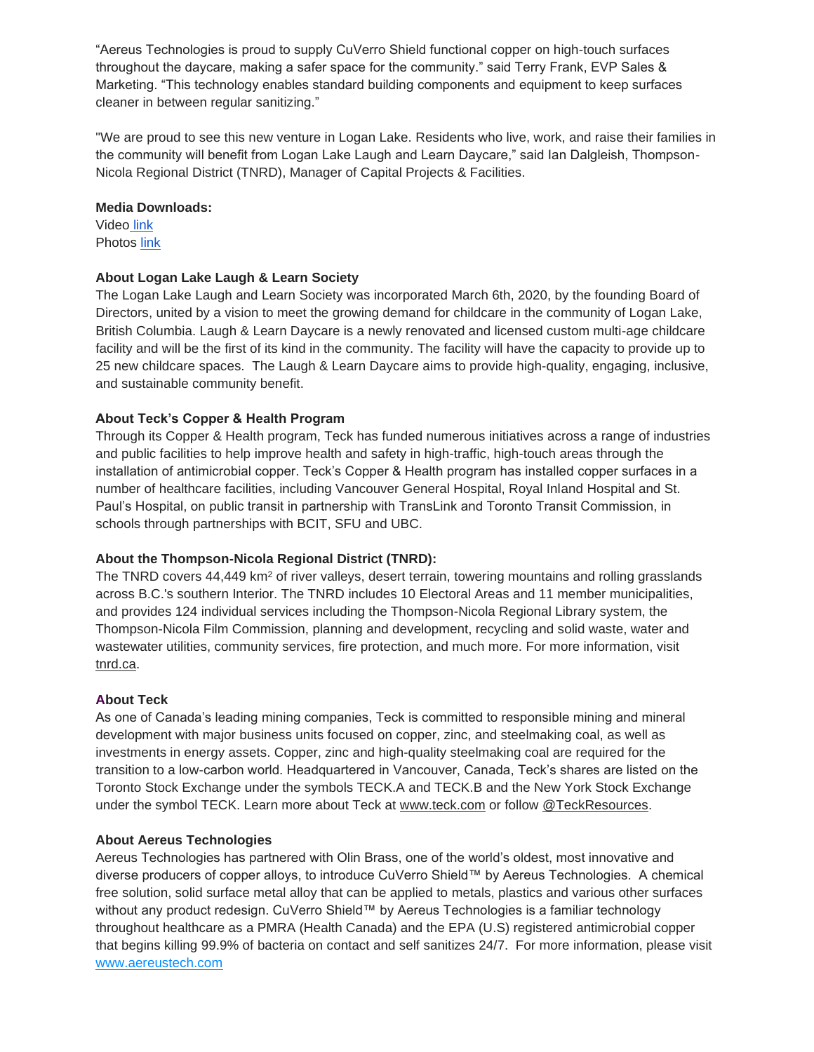“Aereus Technologies is proud to supply CuVerro Shield functional copper on high-touch surfaces throughout the daycare, making a safer space for the community.” said Terry Frank, EVP Sales & Marketing. “This technology enables standard building components and equipment to keep surfaces cleaner in between regular sanitizing.”

"We are proud to see this new venture in Logan Lake. Residents who live, work, and raise their families in the community will benefit from Logan Lake Laugh and Learn Daycare,” said Ian Dalgleish, Thompson-Nicola Regional District (TNRD), Manager of Capital Projects & Facilities.

**Media Downloads:**
Video link
Photos link

**About Logan Lake Laugh & Learn Society**
The Logan Lake Laugh and Learn Society was incorporated March 6th, 2020, by the founding Board of Directors, united by a vision to meet the growing demand for childcare in the community of Logan Lake, British Columbia. Laugh & Learn Daycare is a newly renovated and licensed custom multi-age childcare facility and will be the first of its kind in the community. The facility will have the capacity to provide up to 25 new childcare spaces. The Laugh & Learn Daycare aims to provide high-quality, engaging, inclusive, and sustainable community benefit.

**About Teck’s Copper & Health Program**
Through its Copper & Health program, Teck has funded numerous initiatives across a range of industries and public facilities to help improve health and safety in high-traffic, high-touch areas through the installation of antimicrobial copper. Teck’s Copper & Health program has installed copper surfaces in a number of healthcare facilities, including Vancouver General Hospital, Royal Inland Hospital and St. Paul’s Hospital, on public transit in partnership with TransLink and Toronto Transit Commission, in schools through partnerships with BCIT, SFU and UBC.

**About the Thompson-Nicola Regional District (TNRD):**
The TNRD covers 44,449 km$^2$ of river valleys, desert terrain, towering mountains and rolling grasslands across B.C.'s southern Interior. The TNRD includes 10 Electoral Areas and 11 member municipalities, and provides 124 individual services including the Thompson-Nicola Regional Library system, the Thompson-Nicola Film Commission, planning and development, recycling and solid waste, water and wastewater utilities, community services, fire protection, and much more. For more information, visit tnrd.ca.

**About Teck**
As one of Canada’s leading mining companies, Teck is committed to responsible mining and mineral development with major business units focused on copper, zinc, and steelmaking coal, as well as investments in energy assets. Copper, zinc and high-quality steelmaking coal are required for the transition to a low-carbon world. Headquartered in Vancouver, Canada, Teck’s shares are listed on the Toronto Stock Exchange under the symbols TECK.A and TECK.B and the New York Stock Exchange under the symbol TECK. Learn more about Teck at www.teck.com or follow @TeckResources.

**About Aereus Technologies**
Aereus Technologies has partnered with Olin Brass, one of the world’s oldest, most innovative and diverse producers of copper alloys, to introduce CuVerro Shield™ by Aereus Technologies. A chemical free solution, solid surface metal alloy that can be applied to metals, plastics and various other surfaces without any product redesign. CuVerro Shield™ by Aereus Technologies is a familiar technology throughout healthcare as a PMRA (Health Canada) and the EPA (U.S) registered antimicrobial copper that begins killing 99.9% of bacteria on contact and self sanitizes 24/7. For more information, please visit www.aereustech.com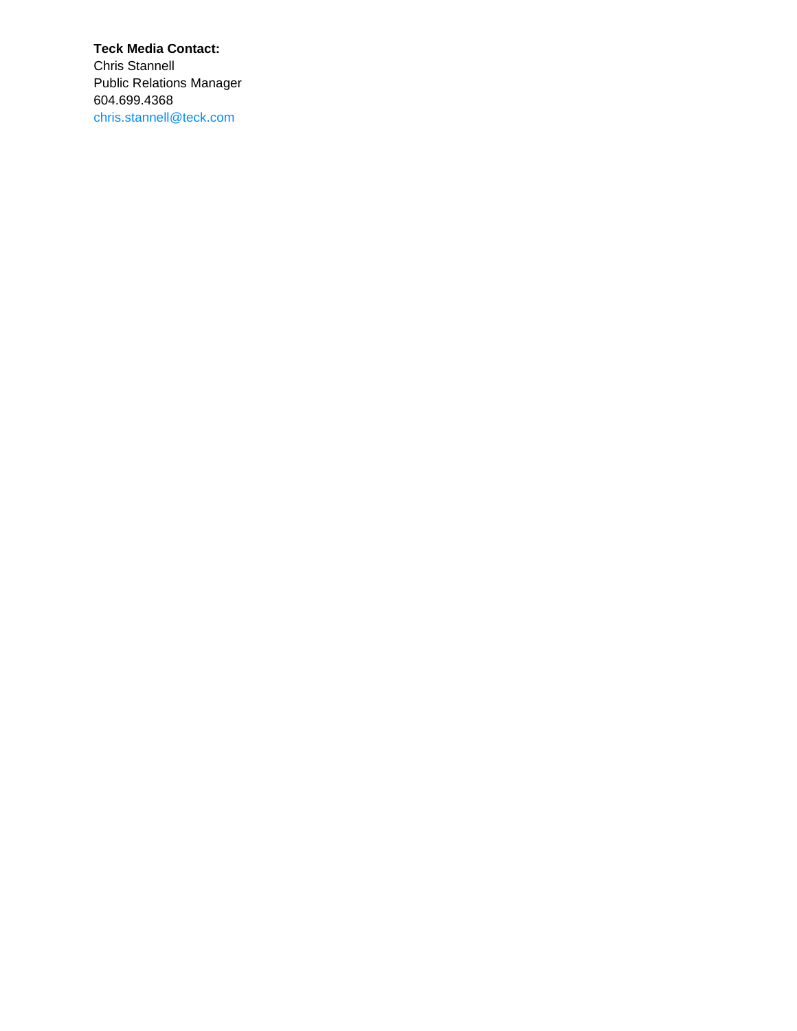**Teck Media Contact:**
Chris Stannell
Public Relations Manager
604.699.4368
chris.stannell@teck.com